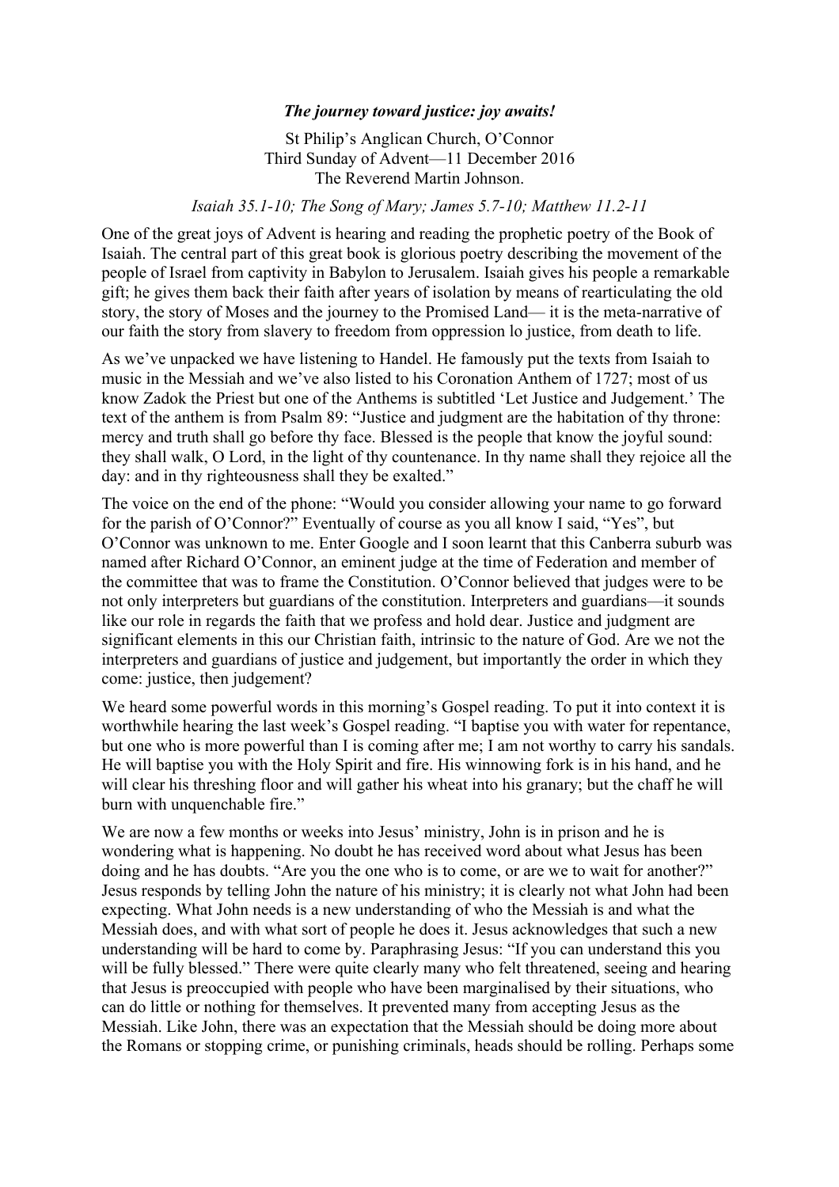***The journey toward justice: joy awaits!***

St Philip's Anglican Church, O'Connor
Third Sunday of Advent—11 December 2016
The Reverend Martin Johnson.

*Isaiah 35.1-10; The Song of Mary; James 5.7-10; Matthew 11.2-11*

One of the great joys of Advent is hearing and reading the prophetic poetry of the Book of Isaiah. The central part of this great book is glorious poetry describing the movement of the people of Israel from captivity in Babylon to Jerusalem. Isaiah gives his people a remarkable gift; he gives them back their faith after years of isolation by means of rearticulating the old story, the story of Moses and the journey to the Promised Land— it is the meta-narrative of our faith the story from slavery to freedom from oppression lo justice, from death to life.

As we've unpacked we have listening to Handel. He famously put the texts from Isaiah to music in the Messiah and we've also listed to his Coronation Anthem of 1727; most of us know Zadok the Priest but one of the Anthems is subtitled 'Let Justice and Judgement.' The text of the anthem is from Psalm 89: "Justice and judgment are the habitation of thy throne: mercy and truth shall go before thy face. Blessed is the people that know the joyful sound: they shall walk, O Lord, in the light of thy countenance. In thy name shall they rejoice all the day: and in thy righteousness shall they be exalted."

The voice on the end of the phone: "Would you consider allowing your name to go forward for the parish of O'Connor?" Eventually of course as you all know I said, "Yes", but O'Connor was unknown to me. Enter Google and I soon learnt that this Canberra suburb was named after Richard O'Connor, an eminent judge at the time of Federation and member of the committee that was to frame the Constitution. O'Connor believed that judges were to be not only interpreters but guardians of the constitution. Interpreters and guardians—it sounds like our role in regards the faith that we profess and hold dear. Justice and judgment are significant elements in this our Christian faith, intrinsic to the nature of God. Are we not the interpreters and guardians of justice and judgement, but importantly the order in which they come: justice, then judgement?

We heard some powerful words in this morning's Gospel reading. To put it into context it is worthwhile hearing the last week's Gospel reading. "I baptise you with water for repentance, but one who is more powerful than I is coming after me; I am not worthy to carry his sandals. He will baptise you with the Holy Spirit and fire. His winnowing fork is in his hand, and he will clear his threshing floor and will gather his wheat into his granary; but the chaff he will burn with unquenchable fire."

We are now a few months or weeks into Jesus' ministry, John is in prison and he is wondering what is happening. No doubt he has received word about what Jesus has been doing and he has doubts. "Are you the one who is to come, or are we to wait for another?" Jesus responds by telling John the nature of his ministry; it is clearly not what John had been expecting. What John needs is a new understanding of who the Messiah is and what the Messiah does, and with what sort of people he does it. Jesus acknowledges that such a new understanding will be hard to come by. Paraphrasing Jesus: "If you can understand this you will be fully blessed." There were quite clearly many who felt threatened, seeing and hearing that Jesus is preoccupied with people who have been marginalised by their situations, who can do little or nothing for themselves. It prevented many from accepting Jesus as the Messiah. Like John, there was an expectation that the Messiah should be doing more about the Romans or stopping crime, or punishing criminals, heads should be rolling. Perhaps some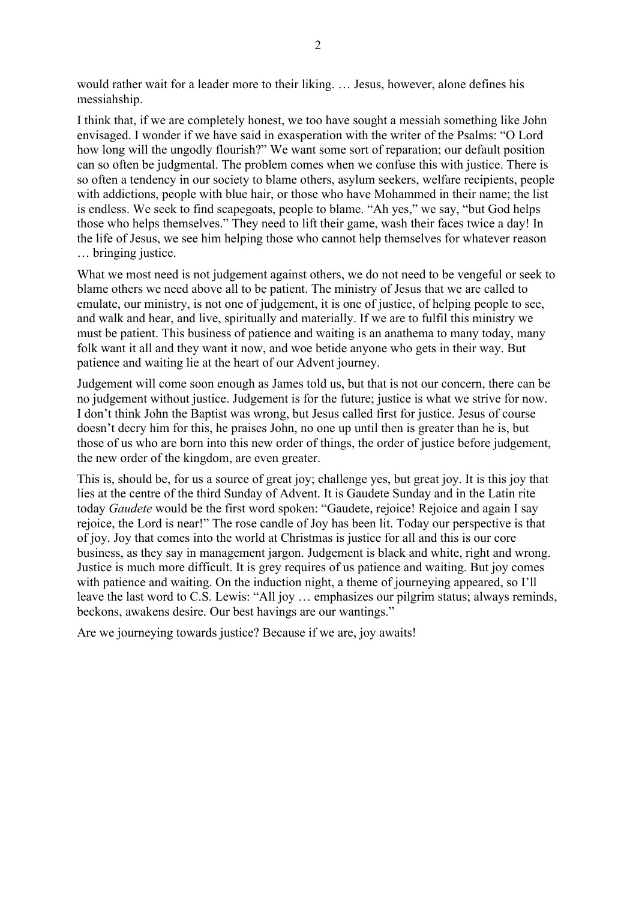would rather wait for a leader more to their liking. … Jesus, however, alone defines his messiahship.

I think that, if we are completely honest, we too have sought a messiah something like John envisaged. I wonder if we have said in exasperation with the writer of the Psalms: "O Lord how long will the ungodly flourish?" We want some sort of reparation; our default position can so often be judgmental. The problem comes when we confuse this with justice. There is so often a tendency in our society to blame others, asylum seekers, welfare recipients, people with addictions, people with blue hair, or those who have Mohammed in their name; the list is endless. We seek to find scapegoats, people to blame. "Ah yes," we say, "but God helps those who helps themselves." They need to lift their game, wash their faces twice a day! In the life of Jesus, we see him helping those who cannot help themselves for whatever reason … bringing justice.

What we most need is not judgement against others, we do not need to be vengeful or seek to blame others we need above all to be patient. The ministry of Jesus that we are called to emulate, our ministry, is not one of judgement, it is one of justice, of helping people to see, and walk and hear, and live, spiritually and materially. If we are to fulfil this ministry we must be patient. This business of patience and waiting is an anathema to many today, many folk want it all and they want it now, and woe betide anyone who gets in their way. But patience and waiting lie at the heart of our Advent journey.

Judgement will come soon enough as James told us, but that is not our concern, there can be no judgement without justice. Judgement is for the future; justice is what we strive for now. I don't think John the Baptist was wrong, but Jesus called first for justice. Jesus of course doesn't decry him for this, he praises John, no one up until then is greater than he is, but those of us who are born into this new order of things, the order of justice before judgement, the new order of the kingdom, are even greater.

This is, should be, for us a source of great joy; challenge yes, but great joy. It is this joy that lies at the centre of the third Sunday of Advent. It is Gaudete Sunday and in the Latin rite today *Gaudete* would be the first word spoken: "Gaudete, rejoice! Rejoice and again I say rejoice, the Lord is near!" The rose candle of Joy has been lit. Today our perspective is that of joy. Joy that comes into the world at Christmas is justice for all and this is our core business, as they say in management jargon. Judgement is black and white, right and wrong. Justice is much more difficult. It is grey requires of us patience and waiting. But joy comes with patience and waiting. On the induction night, a theme of journeying appeared, so I'll leave the last word to C.S. Lewis: "All joy … emphasizes our pilgrim status; always reminds, beckons, awakens desire. Our best havings are our wantings."

Are we journeying towards justice? Because if we are, joy awaits!